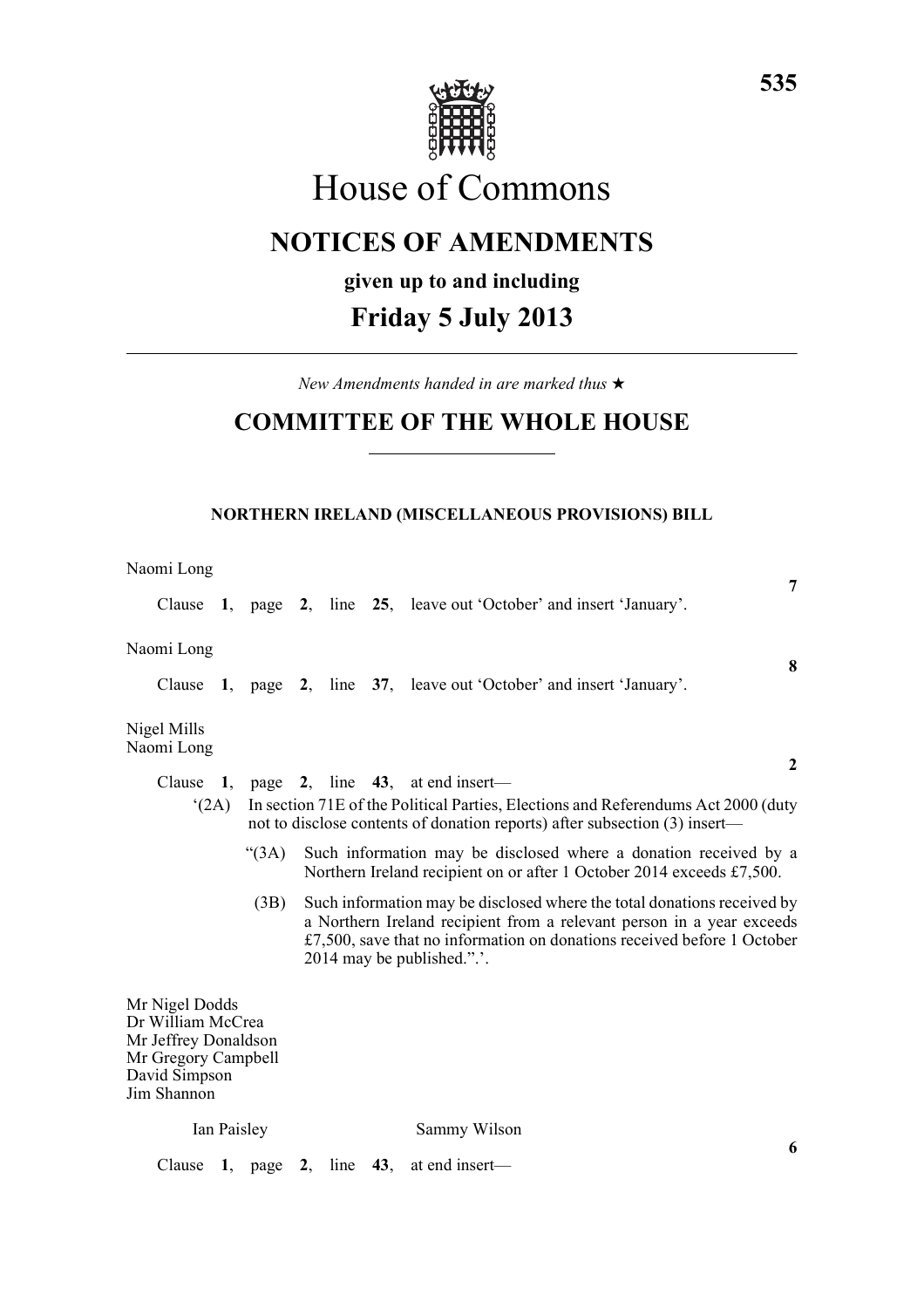# House of Commons

## NOTICES OF AMENDMENTS

### given up to and including

## Friday 5 July 2013

*New Amendments handed in are marked thus ★*

## COMMITTEE OF THE WHOLE HOUSE

### NORTHERN IRELAND (MISCELLANEOUS PROVISIONS) BILL

Naomi Long

**7**

Clause **1**, page **2**, line **25**, leave out 'October' and insert 'January'.

Naomi Long

**8**

Clause **1**, page **2**, line **37**, leave out 'October' and insert 'January'.

Nigel Mills
Naomi Long

**2**

Clause **1**, page **2**, line **43**, at end insert—

'(2A) In section 71E of the Political Parties, Elections and Referendums Act 2000 (duty not to disclose contents of donation reports) after subsection (3) insert—

"(3A) Such information may be disclosed where a donation received by a Northern Ireland recipient on or after 1 October 2014 exceeds £7,500.

(3B) Such information may be disclosed where the total donations received by a Northern Ireland recipient from a relevant person in a year exceeds £7,500, save that no information on donations received before 1 October 2014 may be published.".'.

Mr Nigel Dodds
Dr William McCrea
Mr Jeffrey Donaldson
Mr Gregory Campbell
David Simpson
Jim Shannon
Ian Paisley
Sammy Wilson

**6**

Clause **1**, page **2**, line **43**, at end insert—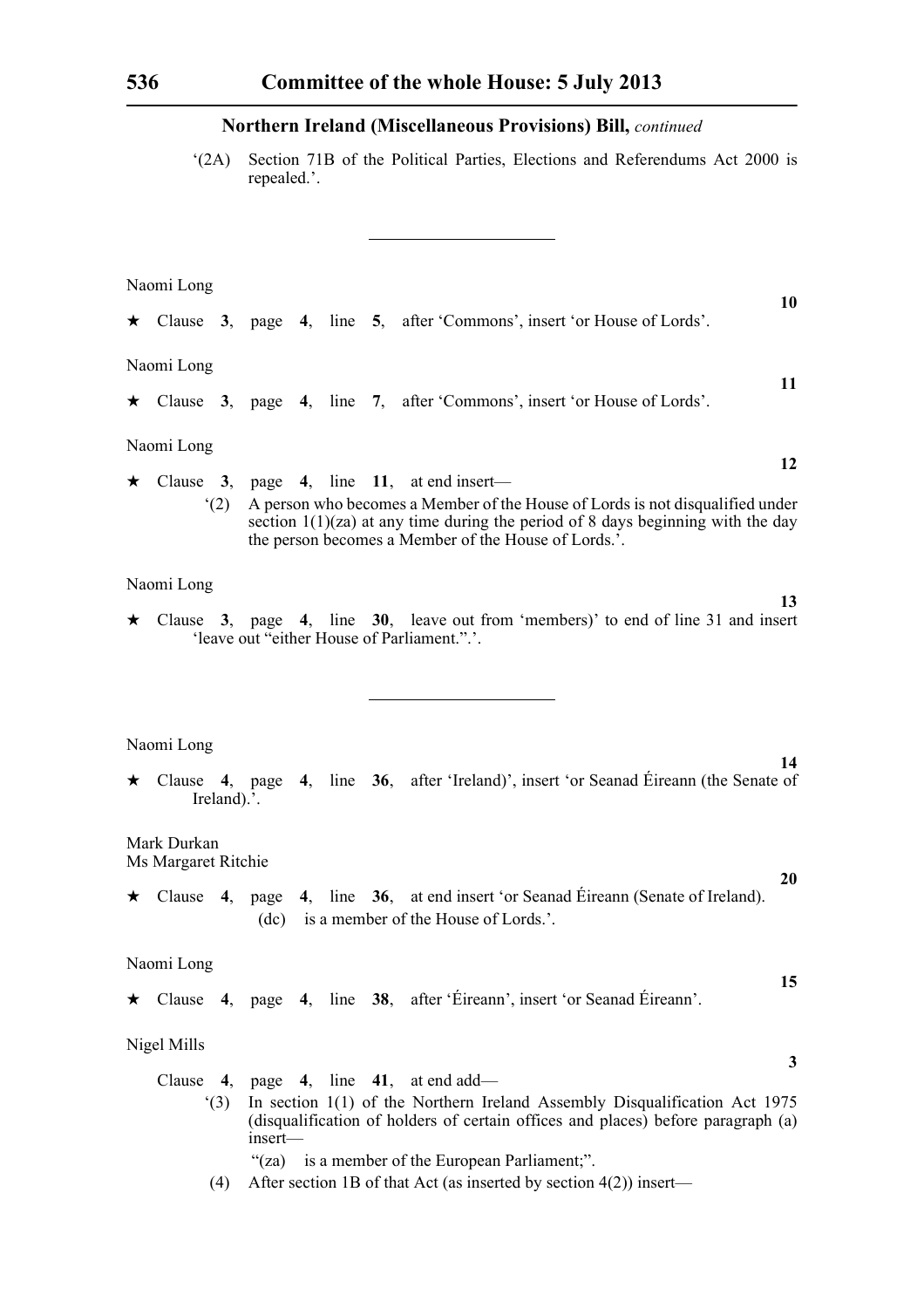## Northern Ireland (Miscellaneous Provisions) Bill, *continued*

'(2A) Section 71B of the Political Parties, Elections and Referendums Act 2000 is repealed.'.

---

Naomi Long

**10**

★ Clause **3**, page **4**, line **5**, after 'Commons', insert 'or House of Lords'.

Naomi Long

**11**

★ Clause **3**, page **4**, line **7**, after 'Commons', insert 'or House of Lords'.

Naomi Long

**12**

★ Clause **3**, page **4**, line **11**, at end insert—

'(2) A person who becomes a Member of the House of Lords is not disqualified under section 1(1)(za) at any time during the period of 8 days beginning with the day the person becomes a Member of the House of Lords.'.

Naomi Long

**13**

★ Clause **3**, page **4**, line **30**, leave out from 'members)' to end of line 31 and insert 'leave out "either House of Parliament.".'.

---

Naomi Long

**14**

★ Clause **4**, page **4**, line **36**, after 'Ireland)', insert 'or Seanad Éireann (the Senate of Ireland).'.

Mark Durkan
Ms Margaret Ritchie

**20**

★ Clause **4**, page **4**, line **36**, at end insert 'or Seanad Éireann (Senate of Ireland).

(dc) is a member of the House of Lords.'.

Naomi Long

**15**

★ Clause **4**, page **4**, line **38**, after 'Éireann', insert 'or Seanad Éireann'.

Nigel Mills

**3**

Clause **4**, page **4**, line **41**, at end add—

'(3) In section 1(1) of the Northern Ireland Assembly Disqualification Act 1975 (disqualification of holders of certain offices and places) before paragraph (a) insert—

"(za) is a member of the European Parliament;".

(4) After section 1B of that Act (as inserted by section 4(2)) insert—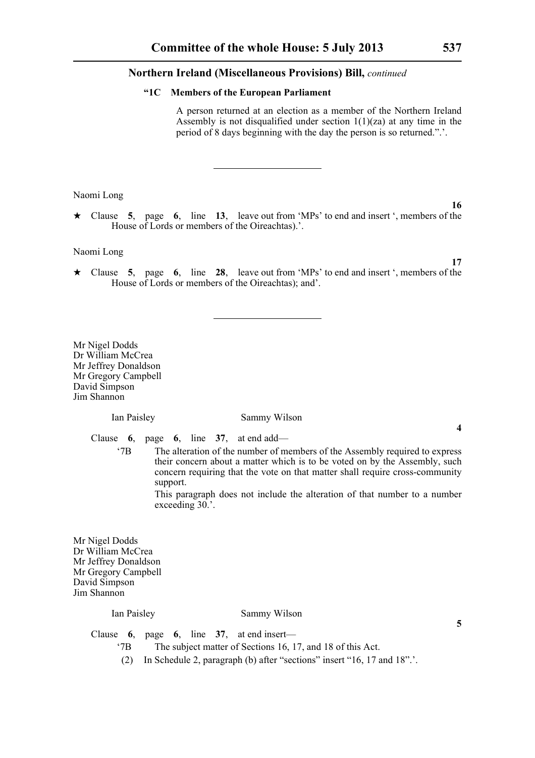**Northern Ireland (Miscellaneous Provisions) Bill,** *continued*

**“1C Members of the European Parliament**

A person returned at an election as a member of the Northern Ireland Assembly is not disqualified under section 1(1)(za) at any time in the period of 8 days beginning with the day the person is so returned.”.’.

---

Naomi Long

**16**

★ Clause **5**, page **6**, line **13**, leave out from ‘MPs’ to end and insert ‘, members of the House of Lords or members of the Oireachtas).’.

Naomi Long

**17**

★ Clause **5**, page **6**, line **28**, leave out from ‘MPs’ to end and insert ‘, members of the House of Lords or members of the Oireachtas); and’.

---

Mr Nigel Dodds
Dr William McCrea
Mr Jeffrey Donaldson
Mr Gregory Campbell
David Simpson
Jim Shannon

Ian Paisley
Sammy Wilson

**4**

Clause **6**, page **6**, line **37**, at end add—

‘7B The alteration of the number of members of the Assembly required to express their concern about a matter which is to be voted on by the Assembly, such concern requiring that the vote on that matter shall require cross-community support.

This paragraph does not include the alteration of that number to a number exceeding 30.’.

Mr Nigel Dodds
Dr William McCrea
Mr Jeffrey Donaldson
Mr Gregory Campbell
David Simpson
Jim Shannon

Ian Paisley
Sammy Wilson

**5**

Clause **6**, page **6**, line **37**, at end insert—

‘7B The subject matter of Sections 16, 17, and 18 of this Act.

(2) In Schedule 2, paragraph (b) after “sections” insert “16, 17 and 18”.’.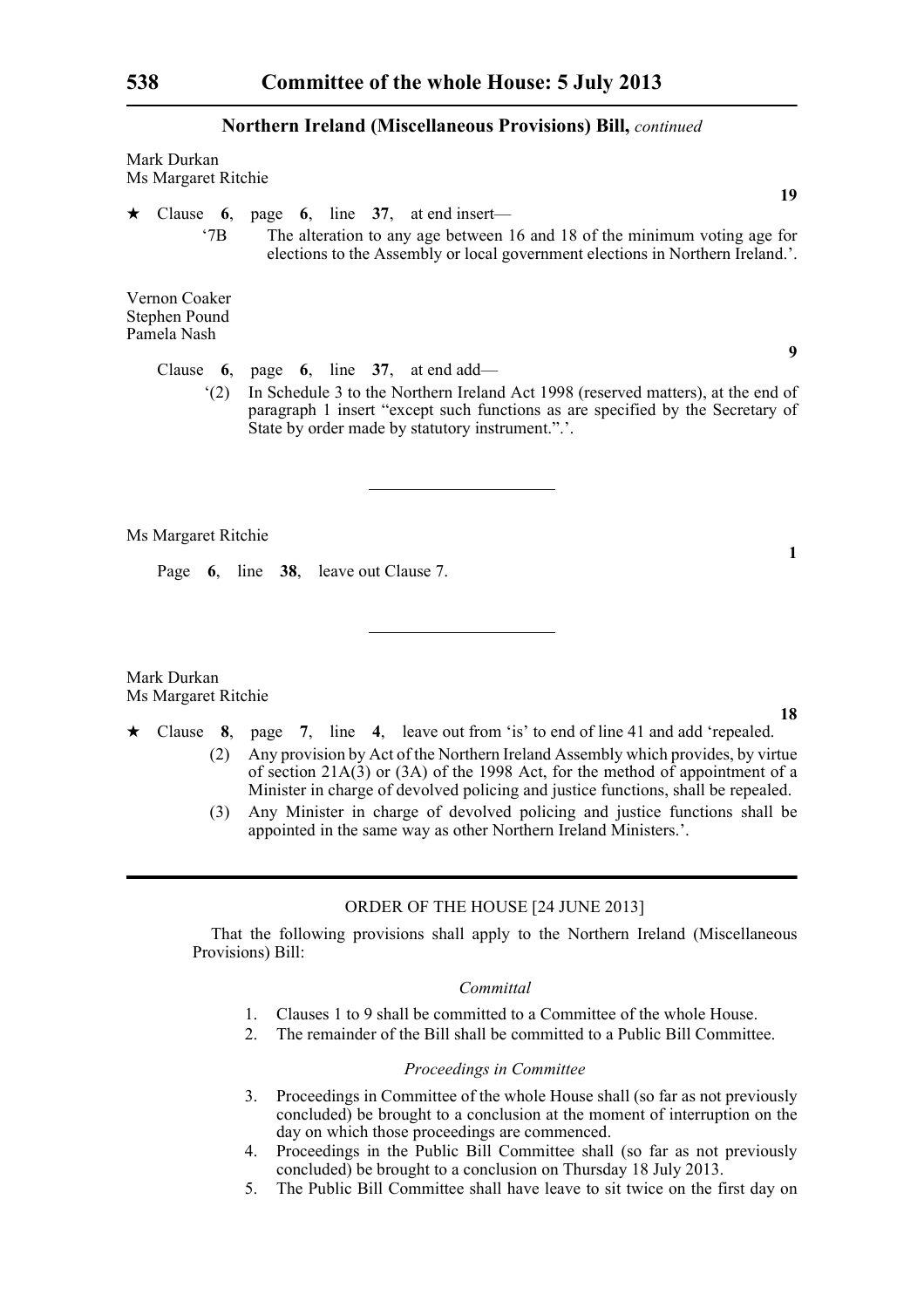## Northern Ireland (Miscellaneous Provisions) Bill, *continued*

Mark Durkan
Ms Margaret Ritchie

**19**

★ Clause **6**, page **6**, line **37**, at end insert—

'7B The alteration to any age between 16 and 18 of the minimum voting age for elections to the Assembly or local government elections in Northern Ireland.'.

Vernon Coaker
Stephen Pound
Pamela Nash

**9**

Clause **6**, page **6**, line **37**, at end add—

'(2) In Schedule 3 to the Northern Ireland Act 1998 (reserved matters), at the end of paragraph 1 insert "except such functions as are specified by the Secretary of State by order made by statutory instrument.".'.

---

Ms Margaret Ritchie

**1**

Page **6**, line **38**, leave out Clause 7.

---

Mark Durkan
Ms Margaret Ritchie

**18**

★ Clause **8**, page **7**, line **4**, leave out from 'is' to end of line 41 and add 'repealed.

(2) Any provision by Act of the Northern Ireland Assembly which provides, by virtue of section 21A(3) or (3A) of the 1998 Act, for the method of appointment of a Minister in charge of devolved policing and justice functions, shall be repealed.

(3) Any Minister in charge of devolved policing and justice functions shall be appointed in the same way as other Northern Ireland Ministers.'.

---

### ORDER OF THE HOUSE [24 JUNE 2013]

That the following provisions shall apply to the Northern Ireland (Miscellaneous Provisions) Bill:

*Committal*

1. Clauses 1 to 9 shall be committed to a Committee of the whole House.
2. The remainder of the Bill shall be committed to a Public Bill Committee.

*Proceedings in Committee*

3. Proceedings in Committee of the whole House shall (so far as not previously concluded) be brought to a conclusion at the moment of interruption on the day on which those proceedings are commenced.
4. Proceedings in the Public Bill Committee shall (so far as not previously concluded) be brought to a conclusion on Thursday 18 July 2013.
5. The Public Bill Committee shall have leave to sit twice on the first day on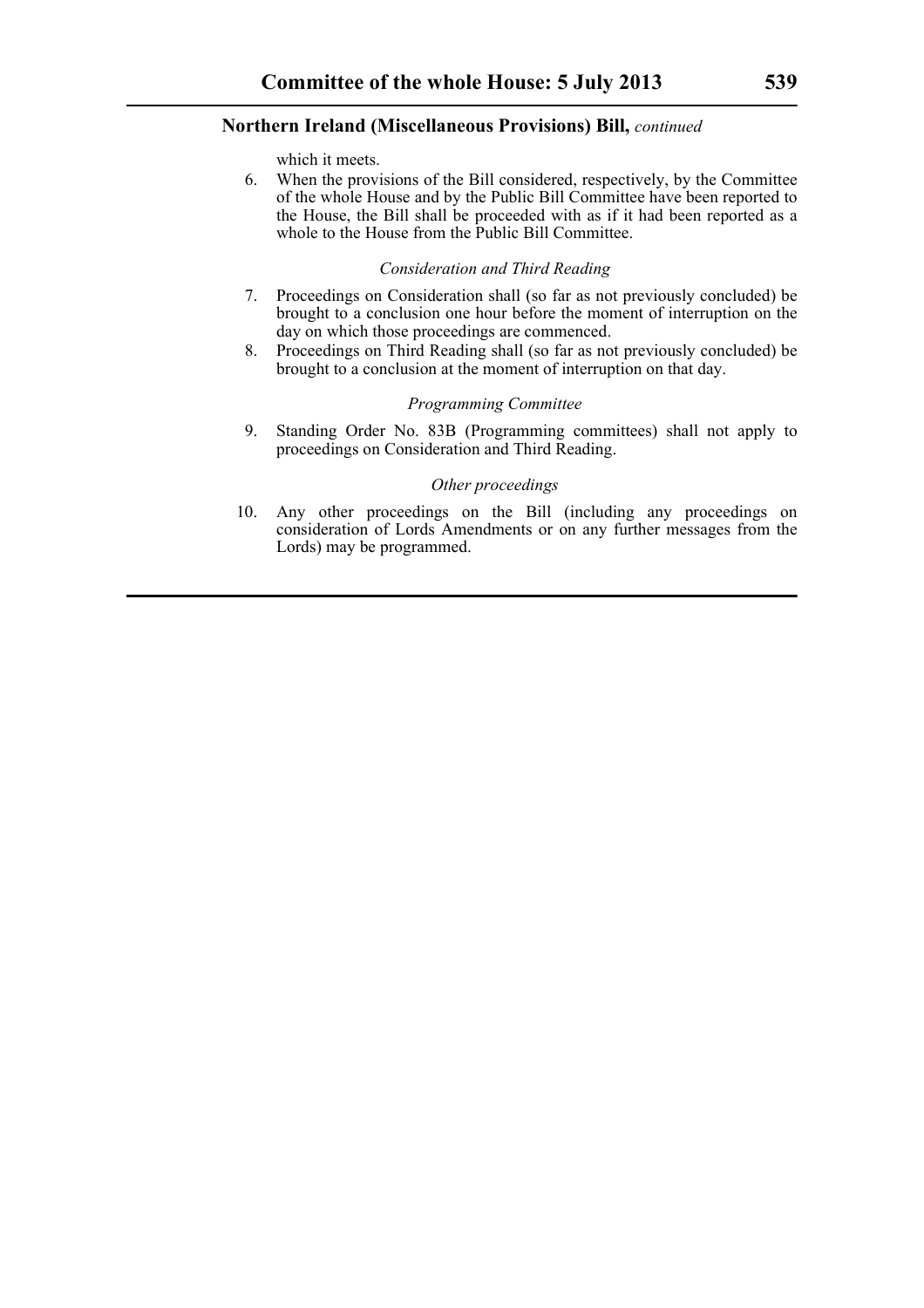**Northern Ireland (Miscellaneous Provisions) Bill,** *continued*

which it meets.

6. When the provisions of the Bill considered, respectively, by the Committee of the whole House and by the Public Bill Committee have been reported to the House, the Bill shall be proceeded with as if it had been reported as a whole to the House from the Public Bill Committee.

*Consideration and Third Reading*

7. Proceedings on Consideration shall (so far as not previously concluded) be brought to a conclusion one hour before the moment of interruption on the day on which those proceedings are commenced.
8. Proceedings on Third Reading shall (so far as not previously concluded) be brought to a conclusion at the moment of interruption on that day.

*Programming Committee*

9. Standing Order No. 83B (Programming committees) shall not apply to proceedings on Consideration and Third Reading.

*Other proceedings*

10. Any other proceedings on the Bill (including any proceedings on consideration of Lords Amendments or on any further messages from the Lords) may be programmed.